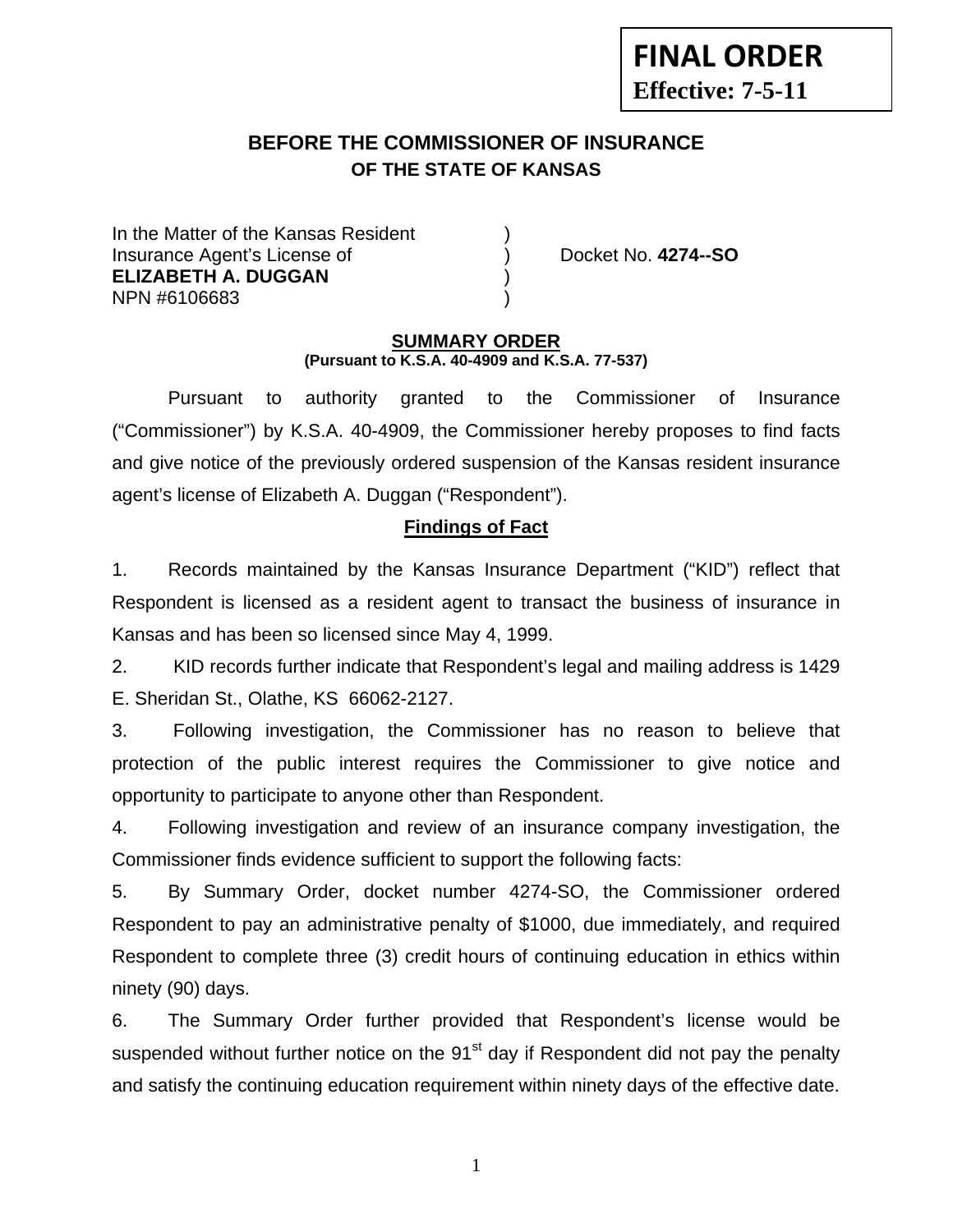**FINAL ORDER**
**Effective: 7-5-11**

## BEFORE THE COMMISSIONER OF INSURANCE
### OF THE STATE OF KANSAS

In the Matter of the Kansas Resident )
Insurance Agent's License of ) Docket No. **4274--SO**
**ELIZABETH A. DUGGAN** )
NPN #6106683 )

### SUMMARY ORDER
**(Pursuant to K.S.A. 40-4909 and K.S.A. 77-537)**

Pursuant to authority granted to the Commissioner of Insurance ("Commissioner") by K.S.A. 40-4909, the Commissioner hereby proposes to find facts and give notice of the previously ordered suspension of the Kansas resident insurance agent's license of Elizabeth A. Duggan ("Respondent").

### Findings of Fact

1. Records maintained by the Kansas Insurance Department ("KID") reflect that Respondent is licensed as a resident agent to transact the business of insurance in Kansas and has been so licensed since May 4, 1999.

2. KID records further indicate that Respondent's legal and mailing address is 1429 E. Sheridan St., Olathe, KS 66062-2127.

3. Following investigation, the Commissioner has no reason to believe that protection of the public interest requires the Commissioner to give notice and opportunity to participate to anyone other than Respondent.

4. Following investigation and review of an insurance company investigation, the Commissioner finds evidence sufficient to support the following facts:

5. By Summary Order, docket number 4274-SO, the Commissioner ordered Respondent to pay an administrative penalty of $1000, due immediately, and required Respondent to complete three (3) credit hours of continuing education in ethics within ninety (90) days.

6. The Summary Order further provided that Respondent's license would be suspended without further notice on the 91st day if Respondent did not pay the penalty and satisfy the continuing education requirement within ninety days of the effective date.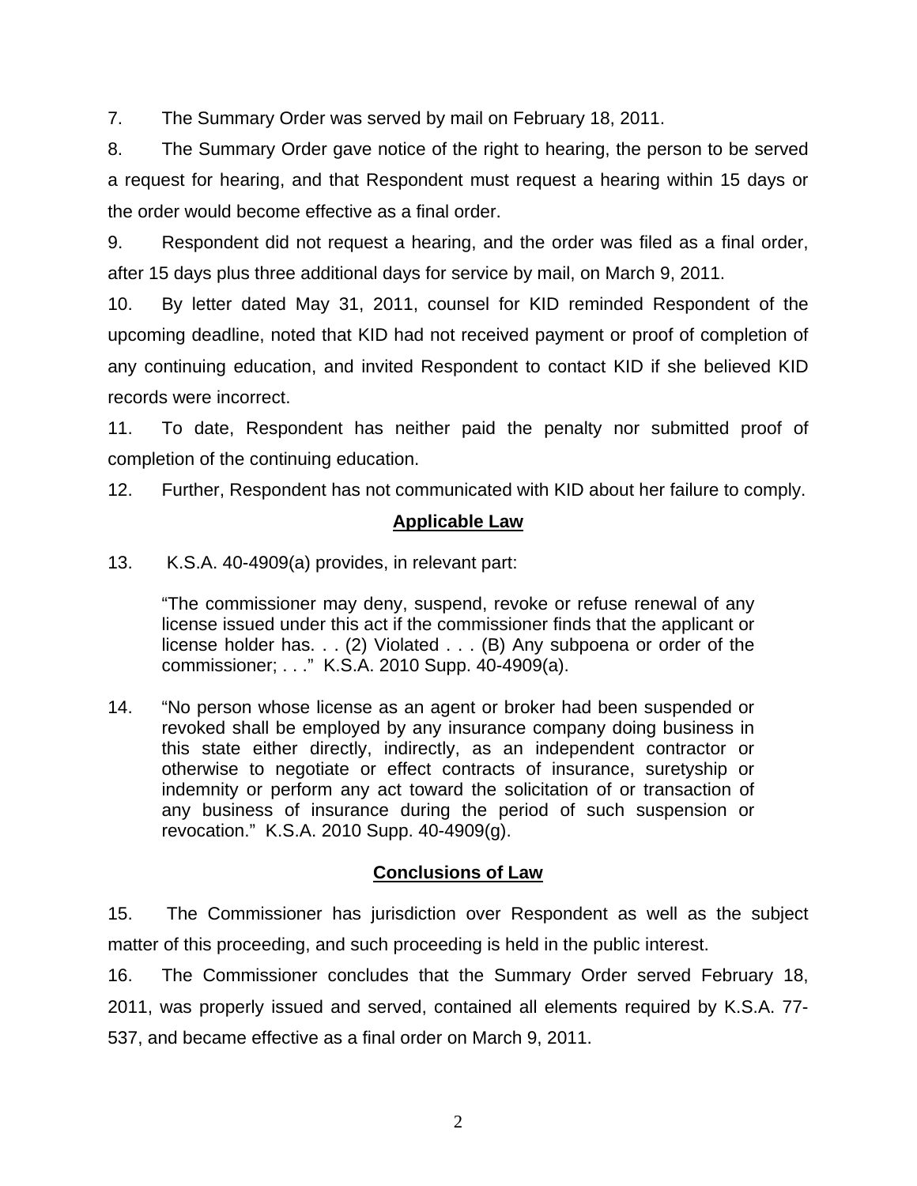7. The Summary Order was served by mail on February 18, 2011.

8. The Summary Order gave notice of the right to hearing, the person to be served a request for hearing, and that Respondent must request a hearing within 15 days or the order would become effective as a final order.

9. Respondent did not request a hearing, and the order was filed as a final order, after 15 days plus three additional days for service by mail, on March 9, 2011.

10. By letter dated May 31, 2011, counsel for KID reminded Respondent of the upcoming deadline, noted that KID had not received payment or proof of completion of any continuing education, and invited Respondent to contact KID if she believed KID records were incorrect.

11. To date, Respondent has neither paid the penalty nor submitted proof of completion of the continuing education.

12. Further, Respondent has not communicated with KID about her failure to comply.

## Applicable Law

13. K.S.A. 40-4909(a) provides, in relevant part:

> "The commissioner may deny, suspend, revoke or refuse renewal of any license issued under this act if the commissioner finds that the applicant or license holder has. . . (2) Violated . . . (B) Any subpoena or order of the commissioner; . . ." K.S.A. 2010 Supp. 40-4909(a).

14. "No person whose license as an agent or broker had been suspended or revoked shall be employed by any insurance company doing business in this state either directly, indirectly, as an independent contractor or otherwise to negotiate or effect contracts of insurance, suretyship or indemnity or perform any act toward the solicitation of or transaction of any business of insurance during the period of such suspension or revocation." K.S.A. 2010 Supp. 40-4909(g).

## Conclusions of Law

15. The Commissioner has jurisdiction over Respondent as well as the subject matter of this proceeding, and such proceeding is held in the public interest.

16. The Commissioner concludes that the Summary Order served February 18, 2011, was properly issued and served, contained all elements required by K.S.A. 77-537, and became effective as a final order on March 9, 2011.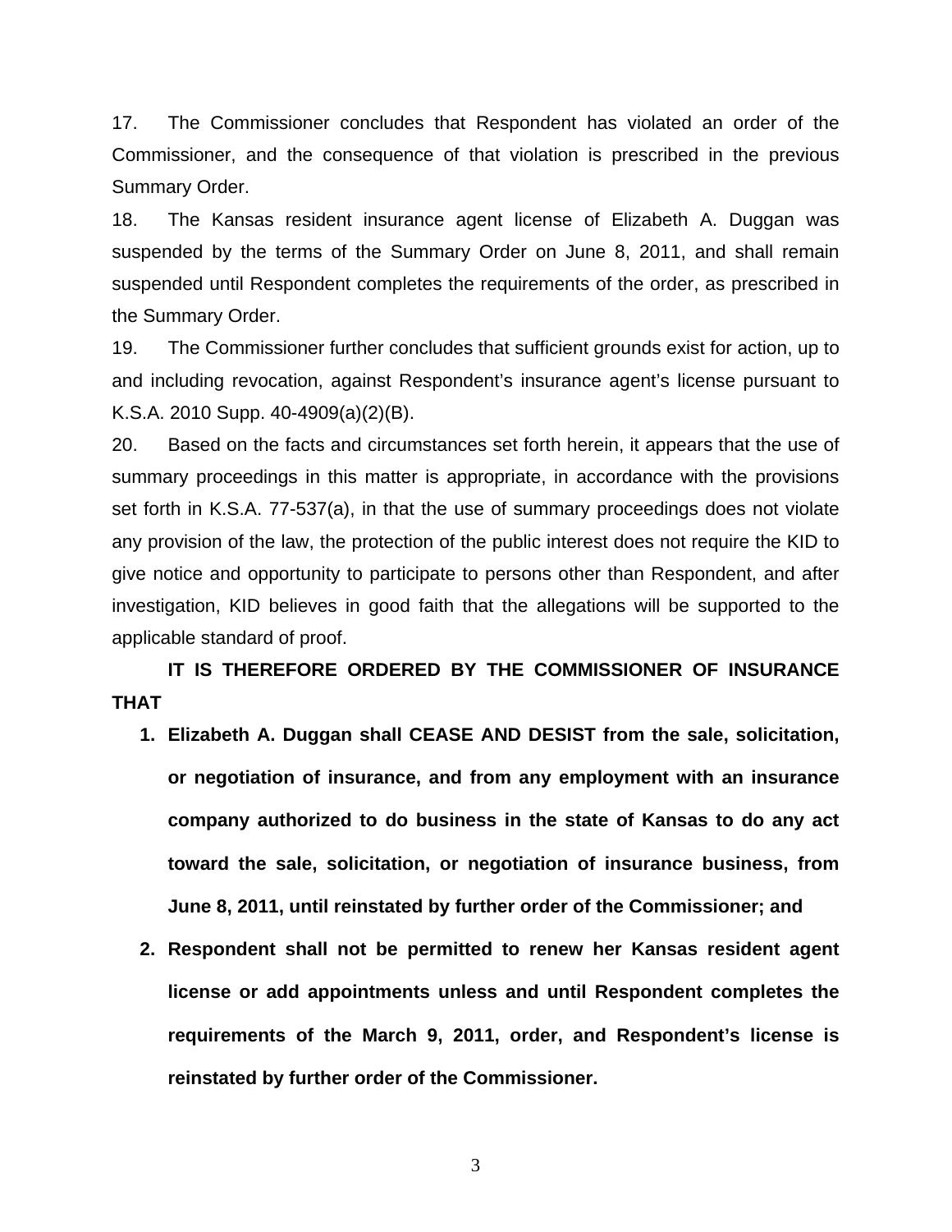17. The Commissioner concludes that Respondent has violated an order of the Commissioner, and the consequence of that violation is prescribed in the previous Summary Order.

18. The Kansas resident insurance agent license of Elizabeth A. Duggan was suspended by the terms of the Summary Order on June 8, 2011, and shall remain suspended until Respondent completes the requirements of the order, as prescribed in the Summary Order.

19. The Commissioner further concludes that sufficient grounds exist for action, up to and including revocation, against Respondent's insurance agent's license pursuant to K.S.A. 2010 Supp. 40-4909(a)(2)(B).

20. Based on the facts and circumstances set forth herein, it appears that the use of summary proceedings in this matter is appropriate, in accordance with the provisions set forth in K.S.A. 77-537(a), in that the use of summary proceedings does not violate any provision of the law, the protection of the public interest does not require the KID to give notice and opportunity to participate to persons other than Respondent, and after investigation, KID believes in good faith that the allegations will be supported to the applicable standard of proof.

**IT IS THEREFORE ORDERED BY THE COMMISSIONER OF INSURANCE THAT**

1. **Elizabeth A. Duggan shall CEASE AND DESIST from the sale, solicitation, or negotiation of insurance, and from any employment with an insurance company authorized to do business in the state of Kansas to do any act toward the sale, solicitation, or negotiation of insurance business, from June 8, 2011, until reinstated by further order of the Commissioner; and**

2. **Respondent shall not be permitted to renew her Kansas resident agent license or add appointments unless and until Respondent completes the requirements of the March 9, 2011, order, and Respondent's license is reinstated by further order of the Commissioner.**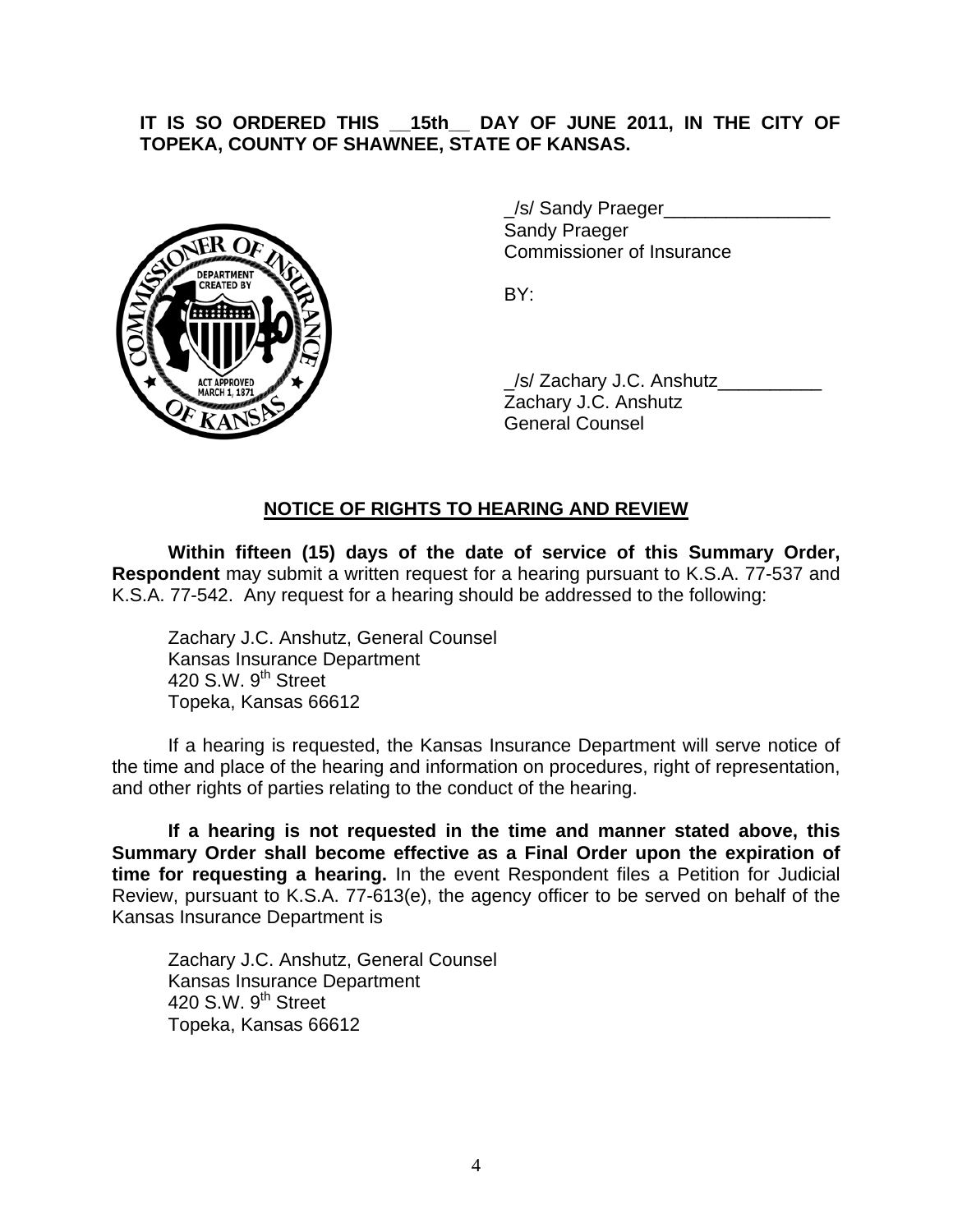**IT IS SO ORDERED THIS __15th__ DAY OF JUNE 2011, IN THE CITY OF TOPEKA, COUNTY OF SHAWNEE, STATE OF KANSAS.**

_/s/ Sandy Praeger________________
Sandy Praeger
Commissioner of Insurance

BY:

_/s/ Zachary J.C. Anshutz__________
Zachary J.C. Anshutz
General Counsel

## NOTICE OF RIGHTS TO HEARING AND REVIEW

**Within fifteen (15) days of the date of service of this Summary Order, Respondent** may submit a written request for a hearing pursuant to K.S.A. 77-537 and K.S.A. 77-542. Any request for a hearing should be addressed to the following:

Zachary J.C. Anshutz, General Counsel
Kansas Insurance Department
420 S.W. 9th Street
Topeka, Kansas 66612

If a hearing is requested, the Kansas Insurance Department will serve notice of the time and place of the hearing and information on procedures, right of representation, and other rights of parties relating to the conduct of the hearing.

**If a hearing is not requested in the time and manner stated above, this Summary Order shall become effective as a Final Order upon the expiration of time for requesting a hearing.** In the event Respondent files a Petition for Judicial Review, pursuant to K.S.A. 77-613(e), the agency officer to be served on behalf of the Kansas Insurance Department is

Zachary J.C. Anshutz, General Counsel
Kansas Insurance Department
420 S.W. 9th Street
Topeka, Kansas 66612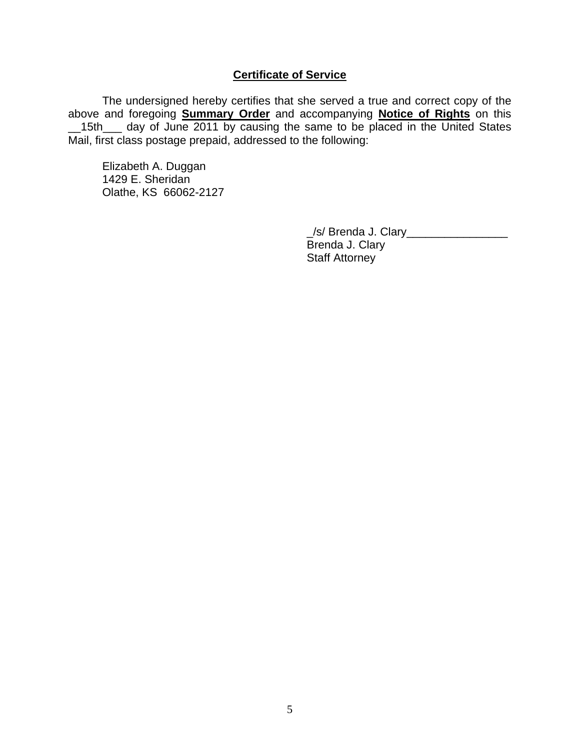**Certificate of Service**

The undersigned hereby certifies that she served a true and correct copy of the above and foregoing **Summary Order** and accompanying **Notice of Rights** on this __15th___ day of June 2011 by causing the same to be placed in the United States Mail, first class postage prepaid, addressed to the following:

Elizabeth A. Duggan
1429 E. Sheridan
Olathe, KS 66062-2127

_/s/ Brenda J. Clary________________
Brenda J. Clary
Staff Attorney